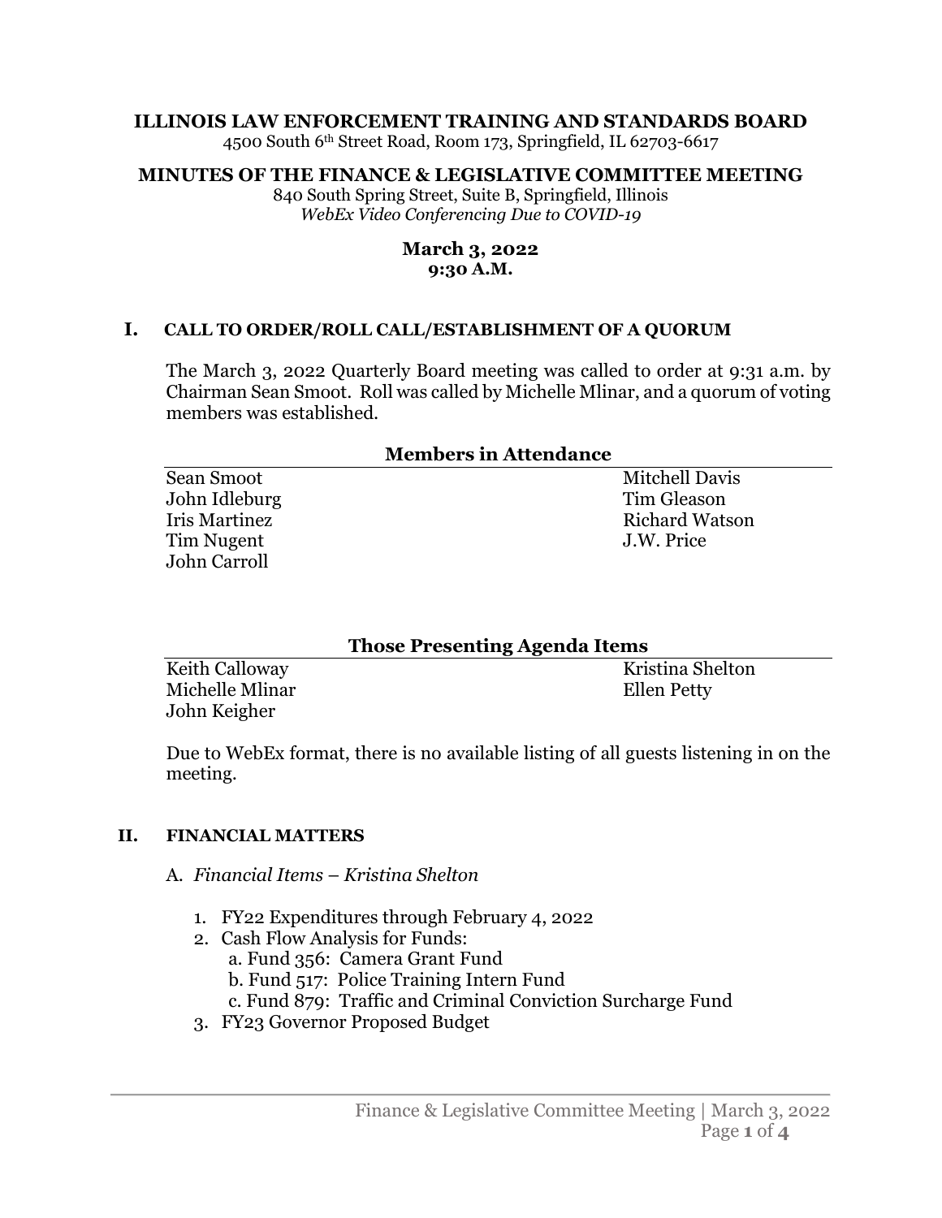**ILLINOIS LAW ENFORCEMENT TRAINING AND STANDARDS BOARD**
4500 South 6th Street Road, Room 173, Springfield, IL 62703-6617

**MINUTES OF THE FINANCE & LEGISLATIVE COMMITTEE MEETING**
840 South Spring Street, Suite B, Springfield, Illinois
*WebEx Video Conferencing Due to COVID-19*

**March 3, 2022**
**9:30 A.M.**

## I. CALL TO ORDER/ROLL CALL/ESTABLISHMENT OF A QUORUM

The March 3, 2022 Quarterly Board meeting was called to order at 9:31 a.m. by Chairman Sean Smoot. Roll was called by Michelle Mlinar, and a quorum of voting members was established.

**Members in Attendance**

- Sean Smoot
- John Idleburg
- Iris Martinez
- Tim Nugent
- John Carroll
- Mitchell Davis
- Tim Gleason
- Richard Watson
- J.W. Price

**Those Presenting Agenda Items**

- Keith Calloway
- Michelle Mlinar
- John Keigher
- Kristina Shelton
- Ellen Petty

Due to WebEx format, there is no available listing of all guests listening in on the meeting.

## II. FINANCIAL MATTERS

A. *Financial Items – Kristina Shelton*

1. FY22 Expenditures through February 4, 2022
2. Cash Flow Analysis for Funds:
   a. Fund 356: Camera Grant Fund
   b. Fund 517: Police Training Intern Fund
   c. Fund 879: Traffic and Criminal Conviction Surcharge Fund
3. FY23 Governor Proposed Budget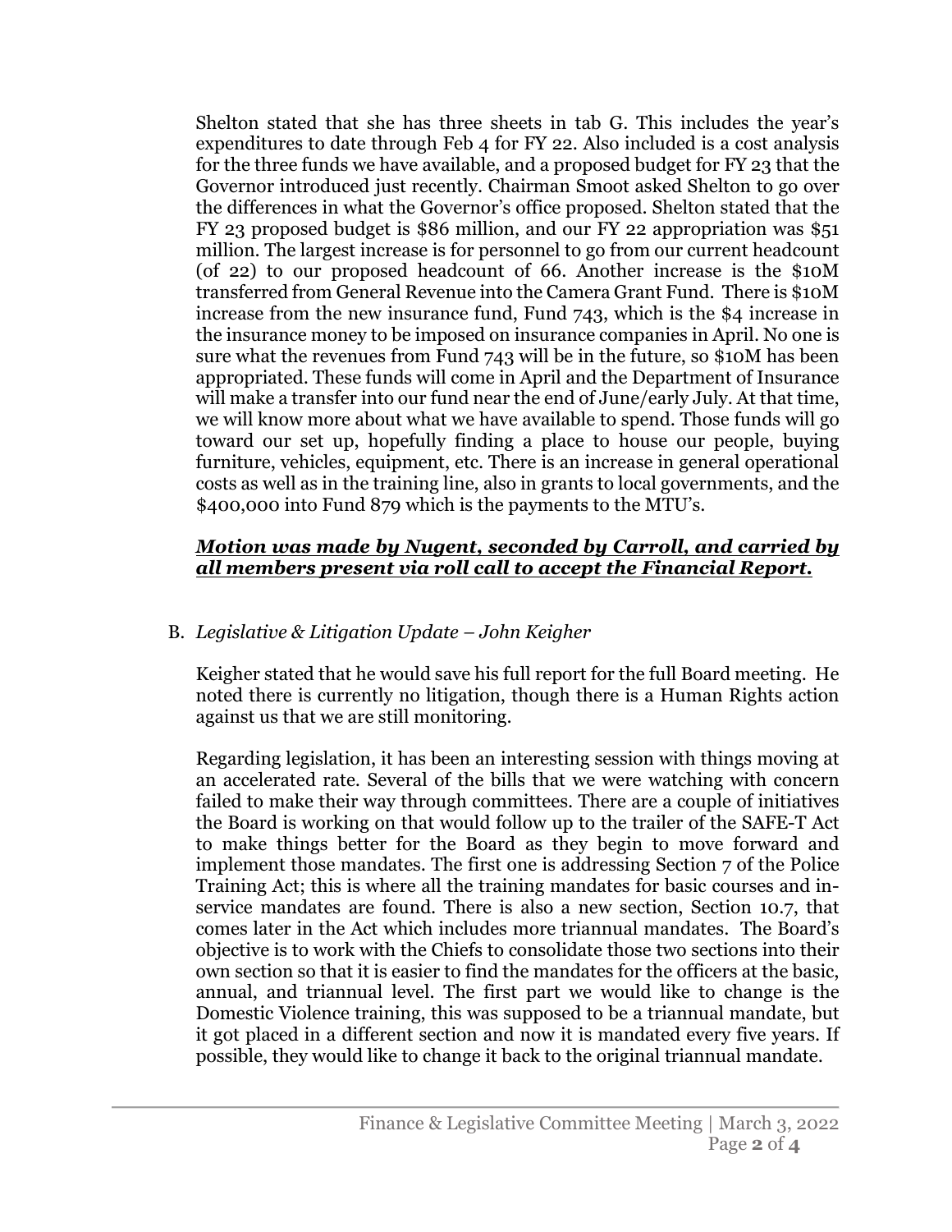Shelton stated that she has three sheets in tab G. This includes the year's expenditures to date through Feb 4 for FY 22. Also included is a cost analysis for the three funds we have available, and a proposed budget for FY 23 that the Governor introduced just recently. Chairman Smoot asked Shelton to go over the differences in what the Governor's office proposed. Shelton stated that the FY 23 proposed budget is $86 million, and our FY 22 appropriation was $51 million. The largest increase is for personnel to go from our current headcount (of 22) to our proposed headcount of 66. Another increase is the $10M transferred from General Revenue into the Camera Grant Fund. There is $10M increase from the new insurance fund, Fund 743, which is the $4 increase in the insurance money to be imposed on insurance companies in April. No one is sure what the revenues from Fund 743 will be in the future, so $10M has been appropriated. These funds will come in April and the Department of Insurance will make a transfer into our fund near the end of June/early July. At that time, we will know more about what we have available to spend. Those funds will go toward our set up, hopefully finding a place to house our people, buying furniture, vehicles, equipment, etc. There is an increase in general operational costs as well as in the training line, also in grants to local governments, and the $400,000 into Fund 879 which is the payments to the MTU's.

***<u>Motion was made by Nugent, seconded by Carroll, and carried by all members present via roll call to accept the Financial Report.</u>***

B. *Legislative & Litigation Update – John Keigher*

Keigher stated that he would save his full report for the full Board meeting. He noted there is currently no litigation, though there is a Human Rights action against us that we are still monitoring.

Regarding legislation, it has been an interesting session with things moving at an accelerated rate. Several of the bills that we were watching with concern failed to make their way through committees. There are a couple of initiatives the Board is working on that would follow up to the trailer of the SAFE-T Act to make things better for the Board as they begin to move forward and implement those mandates. The first one is addressing Section 7 of the Police Training Act; this is where all the training mandates for basic courses and in-service mandates are found. There is also a new section, Section 10.7, that comes later in the Act which includes more triannual mandates. The Board's objective is to work with the Chiefs to consolidate those two sections into their own section so that it is easier to find the mandates for the officers at the basic, annual, and triannual level. The first part we would like to change is the Domestic Violence training, this was supposed to be a triannual mandate, but it got placed in a different section and now it is mandated every five years. If possible, they would like to change it back to the original triannual mandate.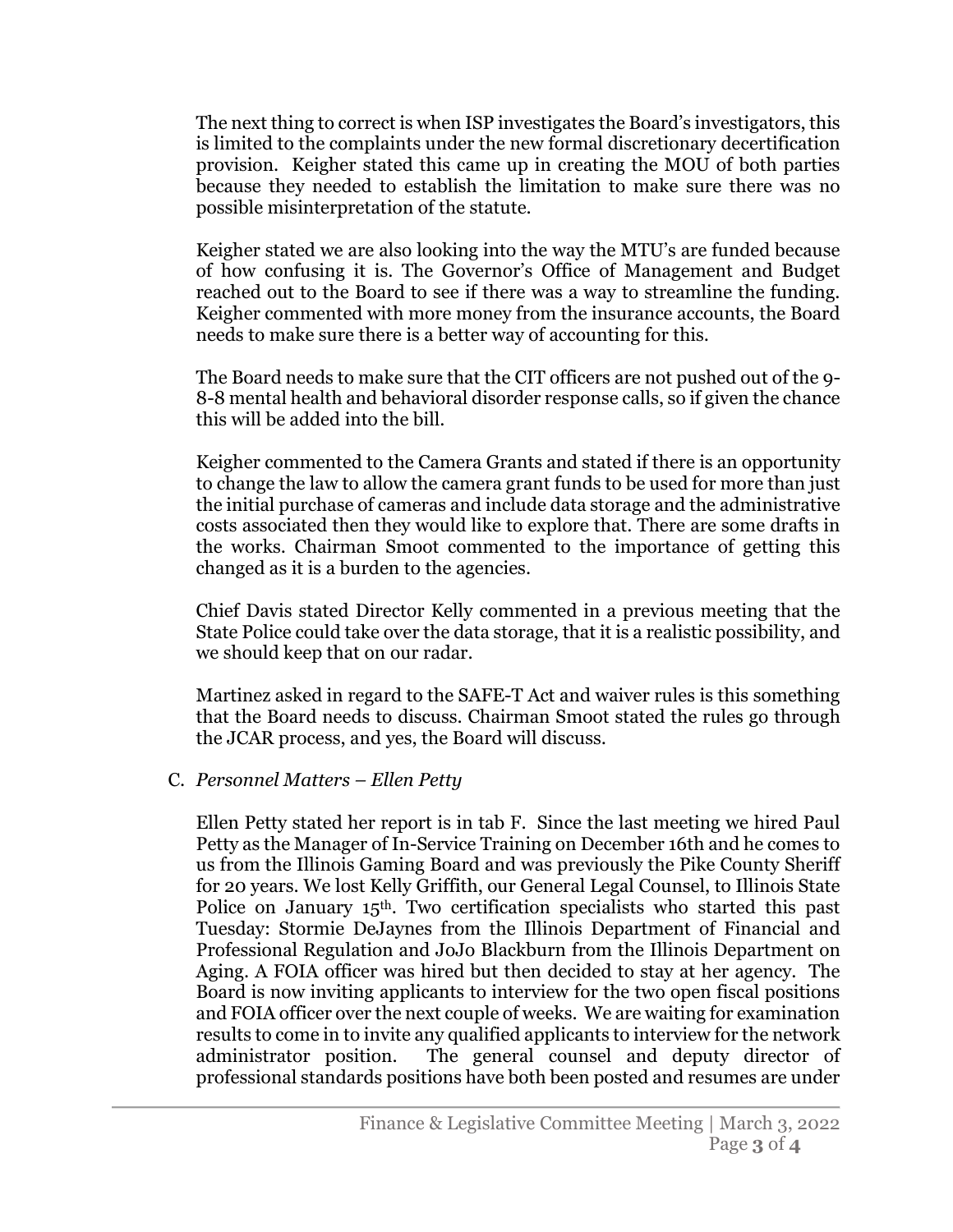The next thing to correct is when ISP investigates the Board's investigators, this is limited to the complaints under the new formal discretionary decertification provision. Keigher stated this came up in creating the MOU of both parties because they needed to establish the limitation to make sure there was no possible misinterpretation of the statute.

Keigher stated we are also looking into the way the MTU's are funded because of how confusing it is. The Governor's Office of Management and Budget reached out to the Board to see if there was a way to streamline the funding. Keigher commented with more money from the insurance accounts, the Board needs to make sure there is a better way of accounting for this.

The Board needs to make sure that the CIT officers are not pushed out of the 9-8-8 mental health and behavioral disorder response calls, so if given the chance this will be added into the bill.

Keigher commented to the Camera Grants and stated if there is an opportunity to change the law to allow the camera grant funds to be used for more than just the initial purchase of cameras and include data storage and the administrative costs associated then they would like to explore that. There are some drafts in the works. Chairman Smoot commented to the importance of getting this changed as it is a burden to the agencies.

Chief Davis stated Director Kelly commented in a previous meeting that the State Police could take over the data storage, that it is a realistic possibility, and we should keep that on our radar.

Martinez asked in regard to the SAFE-T Act and waiver rules is this something that the Board needs to discuss. Chairman Smoot stated the rules go through the JCAR process, and yes, the Board will discuss.

C. *Personnel Matters – Ellen Petty*

Ellen Petty stated her report is in tab F. Since the last meeting we hired Paul Petty as the Manager of In-Service Training on December 16th and he comes to us from the Illinois Gaming Board and was previously the Pike County Sheriff for 20 years. We lost Kelly Griffith, our General Legal Counsel, to Illinois State Police on January 15th. Two certification specialists who started this past Tuesday: Stormie DeJaynes from the Illinois Department of Financial and Professional Regulation and JoJo Blackburn from the Illinois Department on Aging. A FOIA officer was hired but then decided to stay at her agency. The Board is now inviting applicants to interview for the two open fiscal positions and FOIA officer over the next couple of weeks. We are waiting for examination results to come in to invite any qualified applicants to interview for the network administrator position. The general counsel and deputy director of professional standards positions have both been posted and resumes are under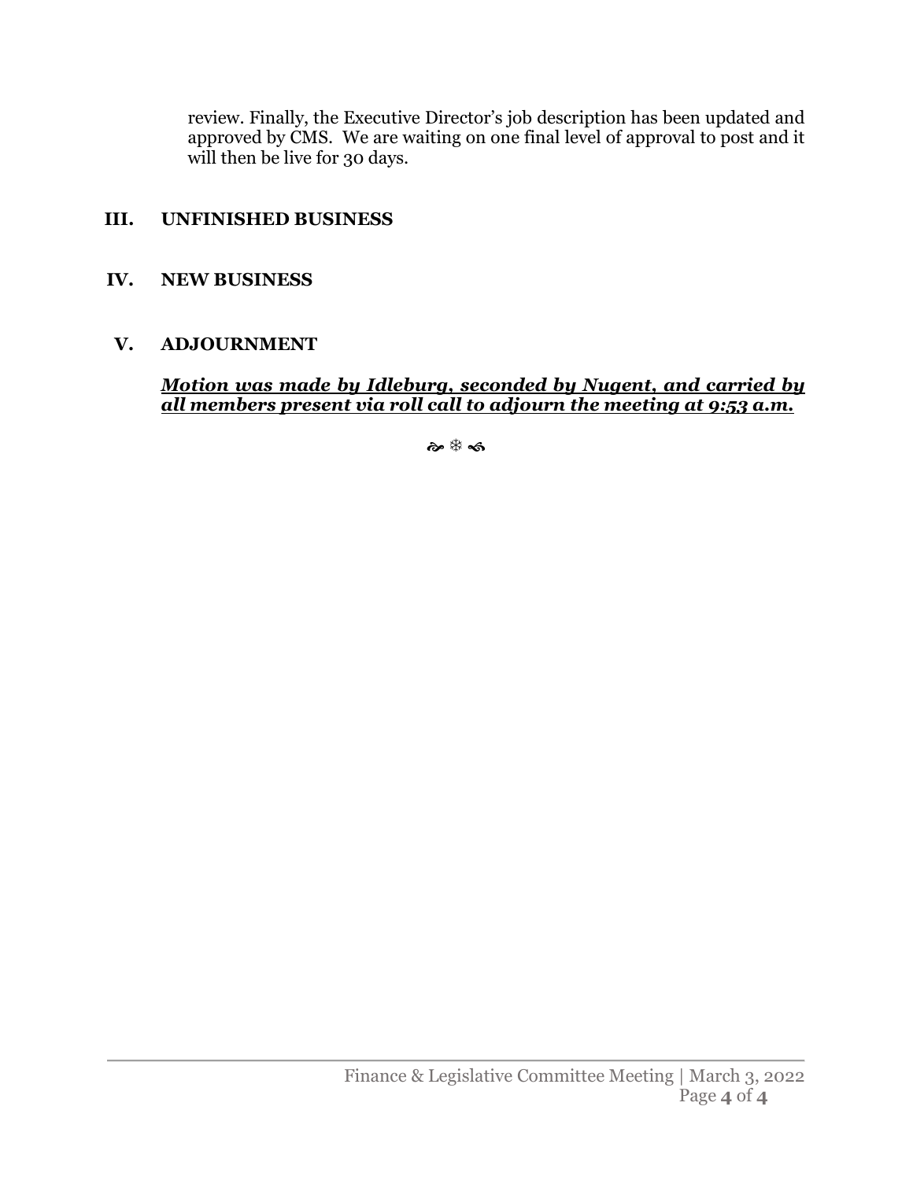review. Finally, the Executive Director's job description has been updated and approved by CMS. We are waiting on one final level of approval to post and it will then be live for 30 days.

## III. UNFINISHED BUSINESS

## IV. NEW BUSINESS

## V. ADJOURNMENT

***Motion was made by Idleburg, seconded by Nugent, and carried by all members present via roll call to adjourn the meeting at 9:53 a.m.***

☙ ❄ ❧